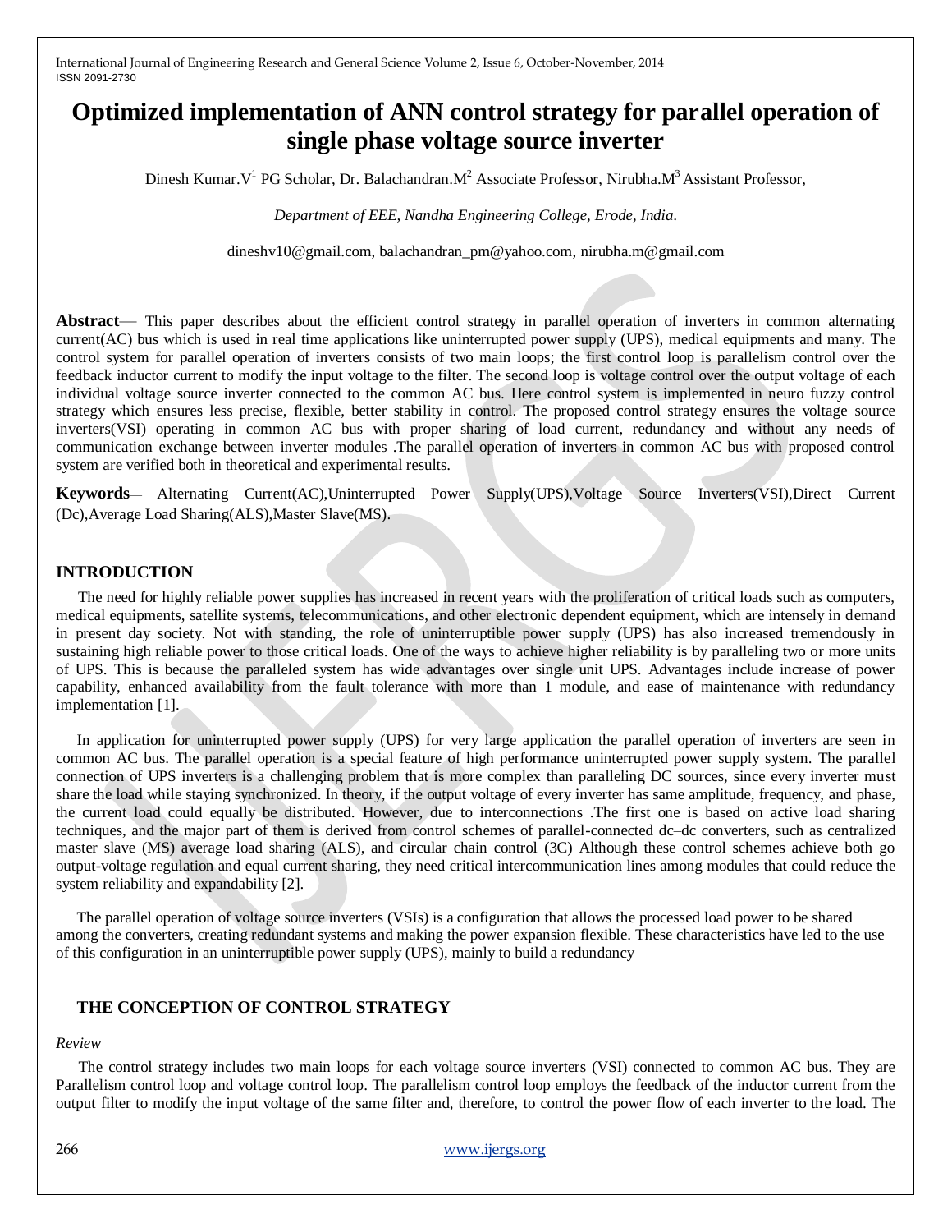# Optimized implementation of ANN control strategy for parallel operation of single phase voltage source inverter

Dinesh Kumar.V[1] PG Scholar, Dr. Balachandran.M[2] Associate Professor, Nirubha.M[3] Assistant Professor,

*Department of EEE, Nandha Engineering College, Erode, India.*

dineshv10@gmail.com, balachandran_pm@yahoo.com, nirubha.m@gmail.com

**Abstract**— This paper describes about the efficient control strategy in parallel operation of inverters in common alternating current(AC) bus which is used in real time applications like uninterrupted power supply (UPS), medical equipments and many. The control system for parallel operation of inverters consists of two main loops; the first control loop is parallelism control over the feedback inductor current to modify the input voltage to the filter. The second loop is voltage control over the output voltage of each individual voltage source inverter connected to the common AC bus. Here control system is implemented in neuro fuzzy control strategy which ensures less precise, flexible, better stability in control. The proposed control strategy ensures the voltage source inverters(VSI) operating in common AC bus with proper sharing of load current, redundancy and without any needs of communication exchange between inverter modules .The parallel operation of inverters in common AC bus with proposed control system are verified both in theoretical and experimental results.

**Keywords**— Alternating Current(AC),Uninterrupted Power Supply(UPS),Voltage Source Inverters(VSI),Direct Current (Dc),Average Load Sharing(ALS),Master Slave(MS).

## INTRODUCTION

The need for highly reliable power supplies has increased in recent years with the proliferation of critical loads such as computers, medical equipments, satellite systems, telecommunications, and other electronic dependent equipment, which are intensely in demand in present day society. Not with standing, the role of uninterruptible power supply (UPS) has also increased tremendously in sustaining high reliable power to those critical loads. One of the ways to achieve higher reliability is by paralleling two or more units of UPS. This is because the paralleled system has wide advantages over single unit UPS. Advantages include increase of power capability, enhanced availability from the fault tolerance with more than 1 module, and ease of maintenance with redundancy implementation [1].

In application for uninterrupted power supply (UPS) for very large application the parallel operation of inverters are seen in common AC bus. The parallel operation is a special feature of high performance uninterrupted power supply system. The parallel connection of UPS inverters is a challenging problem that is more complex than paralleling DC sources, since every inverter must share the load while staying synchronized. In theory, if the output voltage of every inverter has same amplitude, frequency, and phase, the current load could equally be distributed. However, due to interconnections .The first one is based on active load sharing techniques, and the major part of them is derived from control schemes of parallel-connected dc–dc converters, such as centralized master slave (MS) average load sharing (ALS), and circular chain control (3C) Although these control schemes achieve both go output-voltage regulation and equal current sharing, they need critical intercommunication lines among modules that could reduce the system reliability and expandability [2].

The parallel operation of voltage source inverters (VSIs) is a configuration that allows the processed load power to be shared among the converters, creating redundant systems and making the power expansion flexible. These characteristics have led to the use of this configuration in an uninterruptible power supply (UPS), mainly to build a redundancy

## THE CONCEPTION OF CONTROL STRATEGY

*Review*

The control strategy includes two main loops for each voltage source inverters (VSI) connected to common AC bus. They are Parallelism control loop and voltage control loop. The parallelism control loop employs the feedback of the inductor current from the output filter to modify the input voltage of the same filter and, therefore, to control the power flow of each inverter to the load. The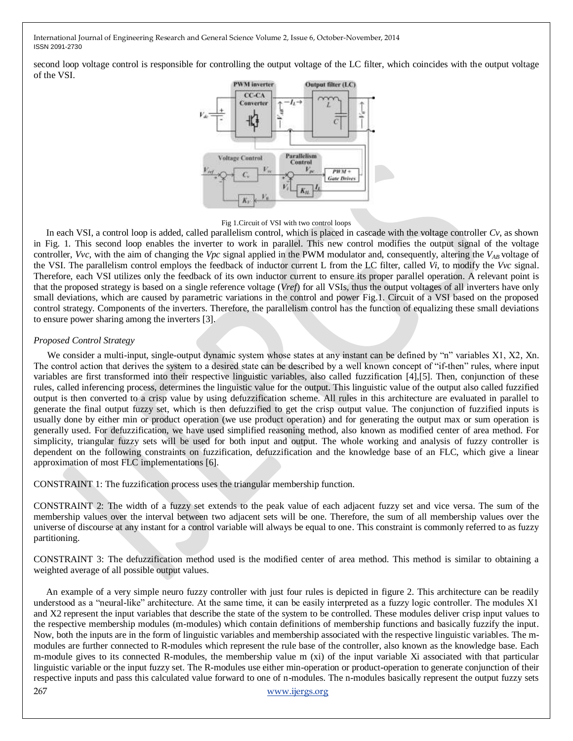second loop voltage control is responsible for controlling the output voltage of the LC filter, which coincides with the output voltage of the VSI.

Fig 1.Circuit of VSI with two control loops

In each VSI, a control loop is added, called parallelism control, which is placed in cascade with the voltage controller *Cv*, as shown in Fig. 1. This second loop enables the inverter to work in parallel. This new control modifies the output signal of the voltage controller, *Vvc*, with the aim of changing the *Vpc* signal applied in the PWM modulator and, consequently, altering the $V_{AB}$ voltage of the VSI. The parallelism control employs the feedback of inductor current L from the LC filter, called *Vi*, to modify the *Vvc* signal. Therefore, each VSI utilizes only the feedback of its own inductor current to ensure its proper parallel operation. A relevant point is that the proposed strategy is based on a single reference voltage (*Vref*) for all VSIs, thus the output voltages of all inverters have only small deviations, which are caused by parametric variations in the control and power Fig.1. Circuit of a VSI based on the proposed control strategy. Components of the inverters. Therefore, the parallelism control has the function of equalizing these small deviations to ensure power sharing among the inverters [3].

*Proposed Control Strategy*

We consider a multi-input, single-output dynamic system whose states at any instant can be defined by "n" variables X1, X2, Xn. The control action that derives the system to a desired state can be described by a well known concept of "if-then" rules, where input variables are first transformed into their respective linguistic variables, also called fuzzification [4],[5]. Then, conjunction of these rules, called inferencing process, determines the linguistic value for the output. This linguistic value of the output also called fuzzified output is then converted to a crisp value by using defuzzification scheme. All rules in this architecture are evaluated in parallel to generate the final output fuzzy set, which is then defuzzified to get the crisp output value. The conjunction of fuzzified inputs is usually done by either min or product operation (we use product operation) and for generating the output max or sum operation is generally used. For defuzzification, we have used simplified reasoning method, also known as modified center of area method. For simplicity, triangular fuzzy sets will be used for both input and output. The whole working and analysis of fuzzy controller is dependent on the following constraints on fuzzification, defuzzification and the knowledge base of an FLC, which give a linear approximation of most FLC implementations [6].

CONSTRAINT 1: The fuzzification process uses the triangular membership function.

CONSTRAINT 2: The width of a fuzzy set extends to the peak value of each adjacent fuzzy set and vice versa. The sum of the membership values over the interval between two adjacent sets will be one. Therefore, the sum of all membership values over the universe of discourse at any instant for a control variable will always be equal to one. This constraint is commonly referred to as fuzzy partitioning.

CONSTRAINT 3: The defuzzification method used is the modified center of area method. This method is similar to obtaining a weighted average of all possible output values.

An example of a very simple neuro fuzzy controller with just four rules is depicted in figure 2. This architecture can be readily understood as a "neural-like" architecture. At the same time, it can be easily interpreted as a fuzzy logic controller. The modules X1 and X2 represent the input variables that describe the state of the system to be controlled. These modules deliver crisp input values to the respective membership modules (m-modules) which contain definitions of membership functions and basically fuzzify the input. Now, both the inputs are in the form of linguistic variables and membership associated with the respective linguistic variables. The m-modules are further connected to R-modules which represent the rule base of the controller, also known as the knowledge base. Each m-module gives to its connected R-modules, the membership value m (xi) of the input variable Xi associated with that particular linguistic variable or the input fuzzy set. The R-modules use either min-operation or product-operation to generate conjunction of their respective inputs and pass this calculated value forward to one of n-modules. The n-modules basically represent the output fuzzy sets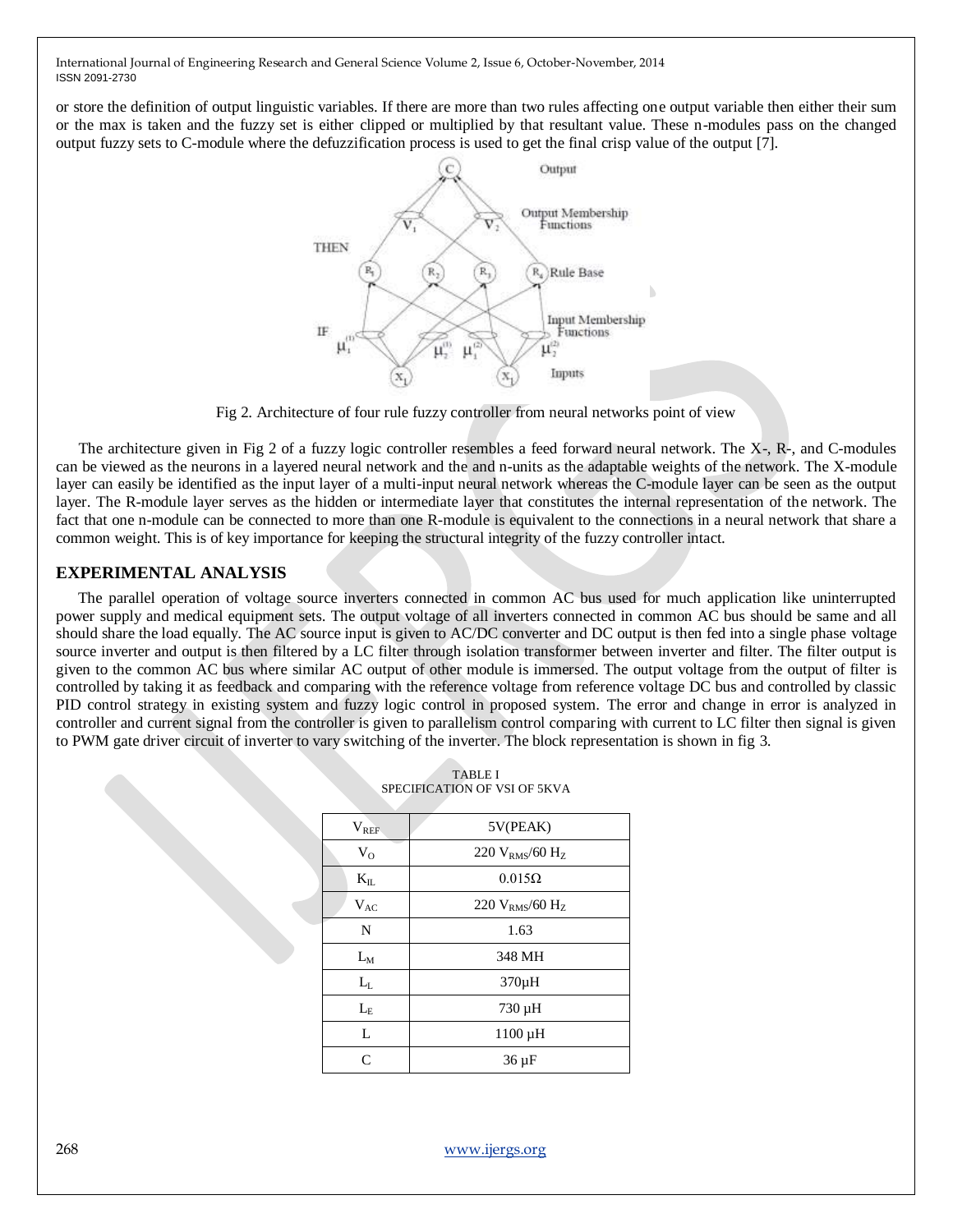or store the definition of output linguistic variables. If there are more than two rules affecting one output variable then either their sum or the max is taken and the fuzzy set is either clipped or multiplied by that resultant value. These n-modules pass on the changed output fuzzy sets to C-module where the defuzzification process is used to get the final crisp value of the output [7].

Fig 2. Architecture of four rule fuzzy controller from neural networks point of view

The architecture given in Fig 2 of a fuzzy logic controller resembles a feed forward neural network. The X-, R-, and C-modules can be viewed as the neurons in a layered neural network and the and n-units as the adaptable weights of the network. The X-module layer can easily be identified as the input layer of a multi-input neural network whereas the C-module layer can be seen as the output layer. The R-module layer serves as the hidden or intermediate layer that constitutes the internal representation of the network. The fact that one n-module can be connected to more than one R-module is equivalent to the connections in a neural network that share a common weight. This is of key importance for keeping the structural integrity of the fuzzy controller intact.

## EXPERIMENTAL ANALYSIS

The parallel operation of voltage source inverters connected in common AC bus used for much application like uninterrupted power supply and medical equipment sets. The output voltage of all inverters connected in common AC bus should be same and all should share the load equally. The AC source input is given to AC/DC converter and DC output is then fed into a single phase voltage source inverter and output is then filtered by a LC filter through isolation transformer between inverter and filter. The filter output is given to the common AC bus where similar AC output of other module is immersed. The output voltage from the output of filter is controlled by taking it as feedback and comparing with the reference voltage from reference voltage DC bus and controlled by classic PID control strategy in existing system and fuzzy logic control in proposed system. The error and change in error is analyzed in controller and current signal from the controller is given to parallelism control comparing with current to LC filter then signal is given to PWM gate driver circuit of inverter to vary switching of the inverter. The block representation is shown in fig 3.

TABLE I
SPECIFICATION OF VSI OF 5KVA

| Parameter | Value |
|---|---|
| $V_{REF}$ | 5V(PEAK) |
| $V_O$ | 220 $V_{RMS}$/60 $H_Z$ |
| $K_{IL}$ | 0.015Ω |
| $V_{AC}$ | 220 $V_{RMS}$/60 $H_Z$ |
| N | 1.63 |
| $L_M$ | 348 MH |
| $L_L$ | 370µH |
| $L_E$ | 730 µH |
| L | 1100 µH |
| C | 36 µF |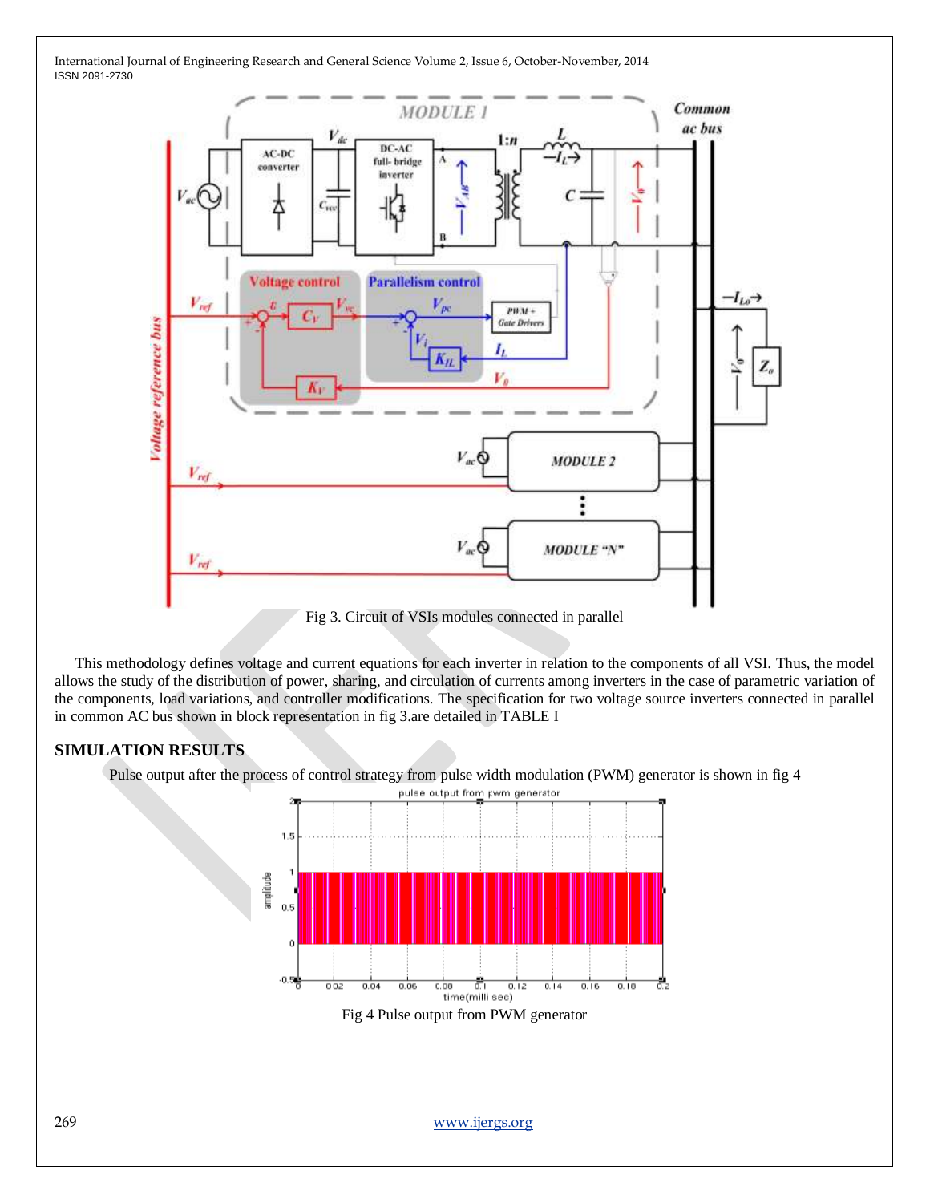Fig 3. Circuit of VSIs modules connected in parallel

This methodology defines voltage and current equations for each inverter in relation to the components of all VSI. Thus, the model allows the study of the distribution of power, sharing, and circulation of currents among inverters in the case of parametric variation of the components, load variations, and controller modifications. The specification for two voltage source inverters connected in parallel in common AC bus shown in block representation in fig 3.are detailed in TABLE I

## SIMULATION RESULTS

Pulse output after the process of control strategy from pulse width modulation (PWM) generator is shown in fig 4

Fig 4 Pulse output from PWM generator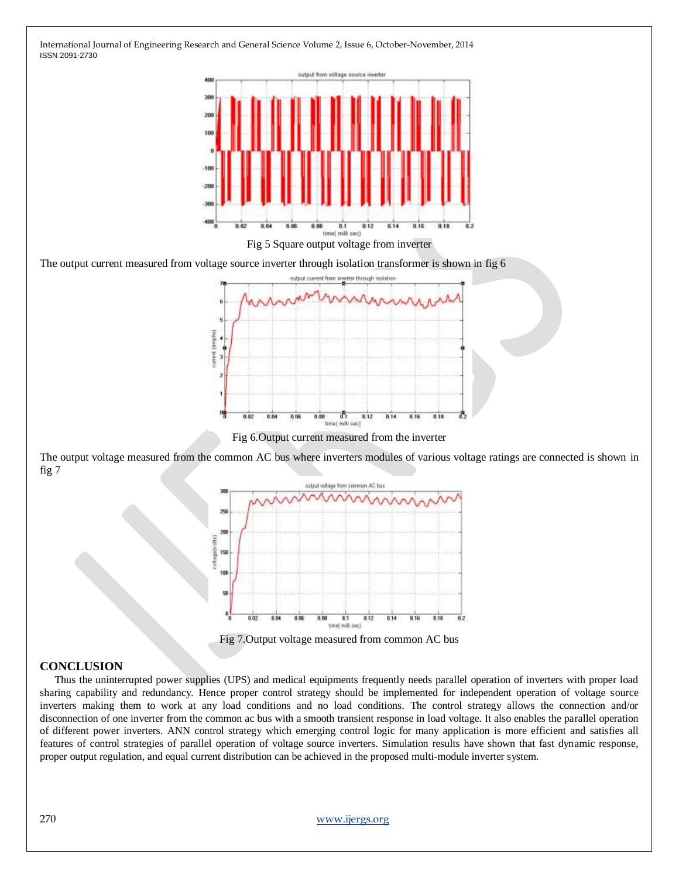Fig 5 Square output voltage from inverter

The output current measured from voltage source inverter through isolation transformer is shown in fig 6

Fig 6.Output current measured from the inverter

The output voltage measured from the common AC bus where inverters modules of various voltage ratings are connected is shown in fig 7

Fig 7.Output voltage measured from common AC bus

## CONCLUSION

Thus the uninterrupted power supplies (UPS) and medical equipments frequently needs parallel operation of inverters with proper load sharing capability and redundancy. Hence proper control strategy should be implemented for independent operation of voltage source inverters making them to work at any load conditions and no load conditions. The control strategy allows the connection and/or disconnection of one inverter from the common ac bus with a smooth transient response in load voltage. It also enables the parallel operation of different power inverters. ANN control strategy which emerging control logic for many application is more efficient and satisfies all features of control strategies of parallel operation of voltage source inverters. Simulation results have shown that fast dynamic response, proper output regulation, and equal current distribution can be achieved in the proposed multi-module inverter system.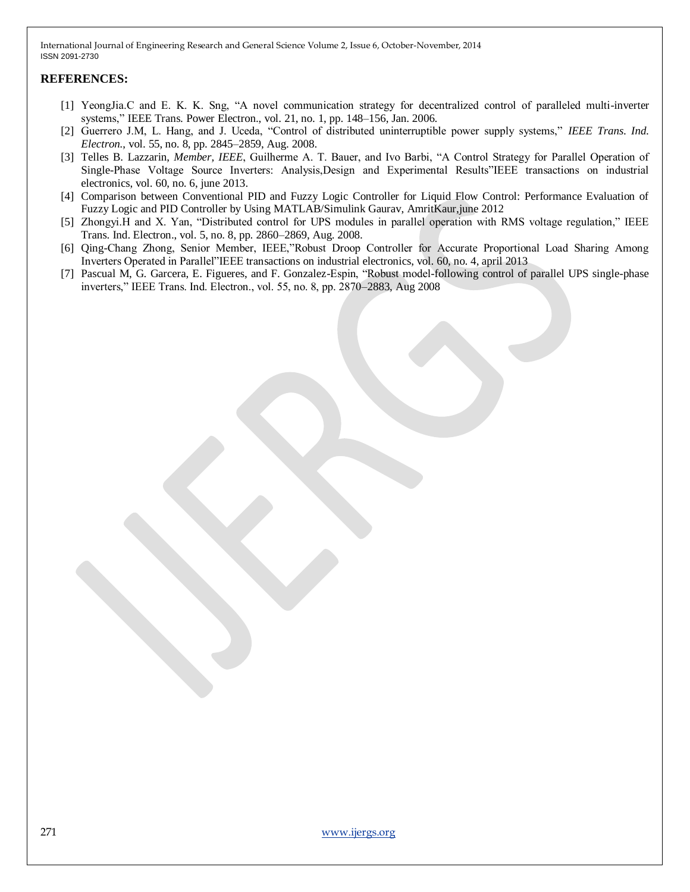## REFERENCES:

[1] YeongJia.C and E. K. K. Sng, “A novel communication strategy for decentralized control of paralleled multi-inverter systems,” IEEE Trans. Power Electron., vol. 21, no. 1, pp. 148–156, Jan. 2006.

[2] Guerrero J.M, L. Hang, and J. Uceda, “Control of distributed uninterruptible power supply systems,” *IEEE Trans. Ind. Electron.*, vol. 55, no. 8, pp. 2845–2859, Aug. 2008.

[3] Telles B. Lazzarin, *Member, IEEE*, Guilherme A. T. Bauer, and Ivo Barbi, “A Control Strategy for Parallel Operation of Single-Phase Voltage Source Inverters: Analysis,Design and Experimental Results”IEEE transactions on industrial electronics, vol. 60, no. 6, june 2013.

[4] Comparison between Conventional PID and Fuzzy Logic Controller for Liquid Flow Control: Performance Evaluation of Fuzzy Logic and PID Controller by Using MATLAB/Simulink Gaurav, AmritKaur,june 2012

[5] Zhongyi.H and X. Yan, “Distributed control for UPS modules in parallel operation with RMS voltage regulation,” IEEE Trans. Ind. Electron., vol. 5, no. 8, pp. 2860–2869, Aug. 2008.

[6] Qing-Chang Zhong, Senior Member, IEEE,”Robust Droop Controller for Accurate Proportional Load Sharing Among Inverters Operated in Parallel”IEEE transactions on industrial electronics, vol. 60, no. 4, april 2013

[7] Pascual M, G. Garcera, E. Figueres, and F. Gonzalez-Espin, “Robust model-following control of parallel UPS single-phase inverters,” IEEE Trans. Ind. Electron., vol. 55, no. 8, pp. 2870–2883, Aug 2008